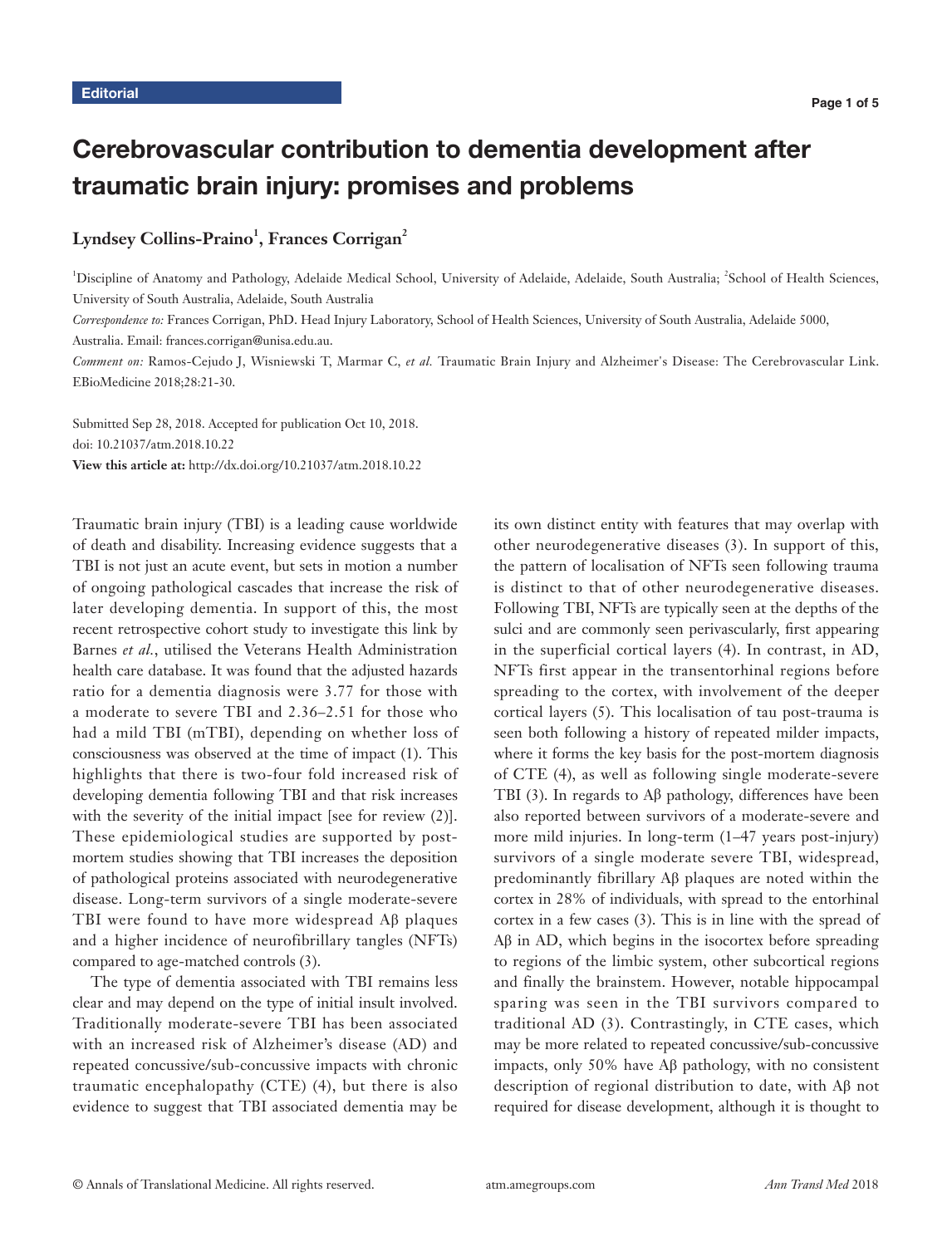Editorial

# Cerebrovascular contribution to dementia development after traumatic brain injury: promises and problems

**Lyndsey Collins-Praino[1], Frances Corrigan[2]**

[1]Discipline of Anatomy and Pathology, Adelaide Medical School, University of Adelaide, Adelaide, South Australia; [2]School of Health Sciences, University of South Australia, Adelaide, South Australia

*Correspondence to:* Frances Corrigan, PhD. Head Injury Laboratory, School of Health Sciences, University of South Australia, Adelaide 5000, Australia. Email: frances.corrigan@unisa.edu.au.

*Comment on:* Ramos-Cejudo J, Wisniewski T, Marmar C, *et al.* Traumatic Brain Injury and Alzheimer's Disease: The Cerebrovascular Link. EBioMedicine 2018;28:21-30.

Submitted Sep 28, 2018. Accepted for publication Oct 10, 2018.
doi: 10.21037/atm.2018.10.22
**View this article at:** http://dx.doi.org/10.21037/atm.2018.10.22

Traumatic brain injury (TBI) is a leading cause worldwide of death and disability. Increasing evidence suggests that a TBI is not just an acute event, but sets in motion a number of ongoing pathological cascades that increase the risk of later developing dementia. In support of this, the most recent retrospective cohort study to investigate this link by Barnes *et al.*, utilised the Veterans Health Administration health care database. It was found that the adjusted hazards ratio for a dementia diagnosis were 3.77 for those with a moderate to severe TBI and 2.36–2.51 for those who had a mild TBI (mTBI), depending on whether loss of consciousness was observed at the time of impact (1). This highlights that there is two-four fold increased risk of developing dementia following TBI and that risk increases with the severity of the initial impact [see for review (2)]. These epidemiological studies are supported by post-mortem studies showing that TBI increases the deposition of pathological proteins associated with neurodegenerative disease. Long-term survivors of a single moderate-severe TBI were found to have more widespread Aβ plaques and a higher incidence of neurofibrillary tangles (NFTs) compared to age-matched controls (3).

The type of dementia associated with TBI remains less clear and may depend on the type of initial insult involved. Traditionally moderate-severe TBI has been associated with an increased risk of Alzheimer's disease (AD) and repeated concussive/sub-concussive impacts with chronic traumatic encephalopathy (CTE) (4), but there is also evidence to suggest that TBI associated dementia may be its own distinct entity with features that may overlap with other neurodegenerative diseases (3). In support of this, the pattern of localisation of NFTs seen following trauma is distinct to that of other neurodegenerative diseases. Following TBI, NFTs are typically seen at the depths of the sulci and are commonly seen perivascularly, first appearing in the superficial cortical layers (4). In contrast, in AD, NFTs first appear in the transentorhinal regions before spreading to the cortex, with involvement of the deeper cortical layers (5). This localisation of tau post-trauma is seen both following a history of repeated milder impacts, where it forms the key basis for the post-mortem diagnosis of CTE (4), as well as following single moderate-severe TBI (3). In regards to Aβ pathology, differences have been also reported between survivors of a moderate-severe and more mild injuries. In long-term (1–47 years post-injury) survivors of a single moderate severe TBI, widespread, predominantly fibrillary Aβ plaques are noted within the cortex in 28% of individuals, with spread to the entorhinal cortex in a few cases (3). This is in line with the spread of Aβ in AD, which begins in the isocortex before spreading to regions of the limbic system, other subcortical regions and finally the brainstem. However, notable hippocampal sparing was seen in the TBI survivors compared to traditional AD (3). Contrastingly, in CTE cases, which may be more related to repeated concussive/sub-concussive impacts, only 50% have Aβ pathology, with no consistent description of regional distribution to date, with Aβ not required for disease development, although it is thought to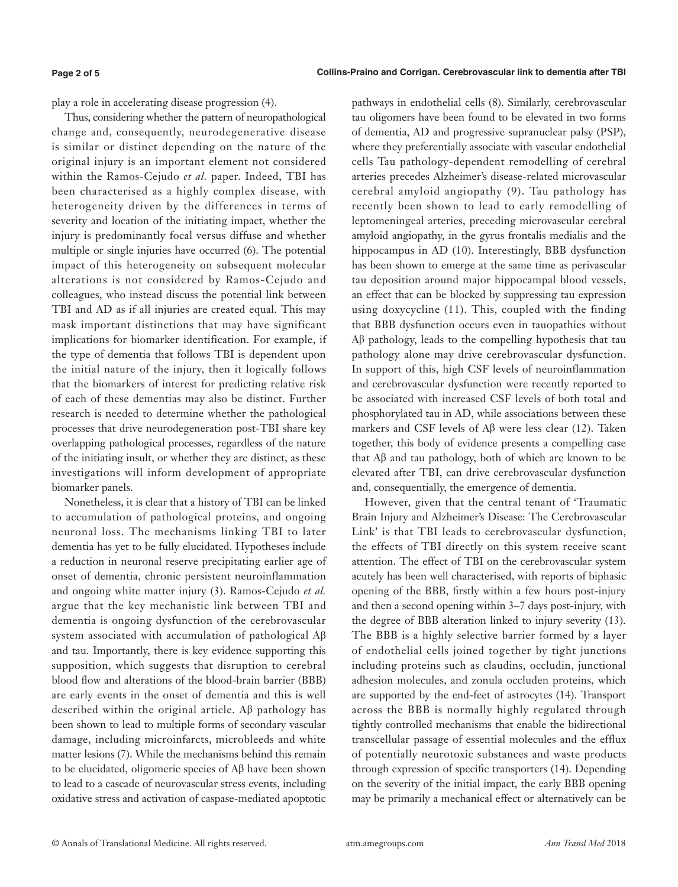play a role in accelerating disease progression (4).

Thus, considering whether the pattern of neuropathological change and, consequently, neurodegenerative disease is similar or distinct depending on the nature of the original injury is an important element not considered within the Ramos-Cejudo *et al.* paper. Indeed, TBI has been characterised as a highly complex disease, with heterogeneity driven by the differences in terms of severity and location of the initiating impact, whether the injury is predominantly focal versus diffuse and whether multiple or single injuries have occurred (6). The potential impact of this heterogeneity on subsequent molecular alterations is not considered by Ramos-Cejudo and colleagues, who instead discuss the potential link between TBI and AD as if all injuries are created equal. This may mask important distinctions that may have significant implications for biomarker identification. For example, if the type of dementia that follows TBI is dependent upon the initial nature of the injury, then it logically follows that the biomarkers of interest for predicting relative risk of each of these dementias may also be distinct. Further research is needed to determine whether the pathological processes that drive neurodegeneration post-TBI share key overlapping pathological processes, regardless of the nature of the initiating insult, or whether they are distinct, as these investigations will inform development of appropriate biomarker panels.

Nonetheless, it is clear that a history of TBI can be linked to accumulation of pathological proteins, and ongoing neuronal loss. The mechanisms linking TBI to later dementia has yet to be fully elucidated. Hypotheses include a reduction in neuronal reserve precipitating earlier age of onset of dementia, chronic persistent neuroinflammation and ongoing white matter injury (3). Ramos-Cejudo *et al.* argue that the key mechanistic link between TBI and dementia is ongoing dysfunction of the cerebrovascular system associated with accumulation of pathological Aβ and tau. Importantly, there is key evidence supporting this supposition, which suggests that disruption to cerebral blood flow and alterations of the blood-brain barrier (BBB) are early events in the onset of dementia and this is well described within the original article. Aβ pathology has been shown to lead to multiple forms of secondary vascular damage, including microinfarcts, microbleeds and white matter lesions (7). While the mechanisms behind this remain to be elucidated, oligomeric species of Aβ have been shown to lead to a cascade of neurovascular stress events, including oxidative stress and activation of caspase-mediated apoptotic pathways in endothelial cells (8). Similarly, cerebrovascular tau oligomers have been found to be elevated in two forms of dementia, AD and progressive supranuclear palsy (PSP), where they preferentially associate with vascular endothelial cells Tau pathology-dependent remodelling of cerebral arteries precedes Alzheimer's disease-related microvascular cerebral amyloid angiopathy (9). Tau pathology has recently been shown to lead to early remodelling of leptomeningeal arteries, preceding microvascular cerebral amyloid angiopathy, in the gyrus frontalis medialis and the hippocampus in AD (10). Interestingly, BBB dysfunction has been shown to emerge at the same time as perivascular tau deposition around major hippocampal blood vessels, an effect that can be blocked by suppressing tau expression using doxycycline (11). This, coupled with the finding that BBB dysfunction occurs even in tauopathies without Aβ pathology, leads to the compelling hypothesis that tau pathology alone may drive cerebrovascular dysfunction. In support of this, high CSF levels of neuroinflammation and cerebrovascular dysfunction were recently reported to be associated with increased CSF levels of both total and phosphorylated tau in AD, while associations between these markers and CSF levels of Aβ were less clear (12). Taken together, this body of evidence presents a compelling case that Aβ and tau pathology, both of which are known to be elevated after TBI, can drive cerebrovascular dysfunction and, consequentially, the emergence of dementia.

However, given that the central tenant of 'Traumatic Brain Injury and Alzheimer's Disease: The Cerebrovascular Link' is that TBI leads to cerebrovascular dysfunction, the effects of TBI directly on this system receive scant attention. The effect of TBI on the cerebrovascular system acutely has been well characterised, with reports of biphasic opening of the BBB, firstly within a few hours post-injury and then a second opening within 3–7 days post-injury, with the degree of BBB alteration linked to injury severity (13). The BBB is a highly selective barrier formed by a layer of endothelial cells joined together by tight junctions including proteins such as claudins, occludin, junctional adhesion molecules, and zonula occluden proteins, which are supported by the end-feet of astrocytes (14). Transport across the BBB is normally highly regulated through tightly controlled mechanisms that enable the bidirectional transcellular passage of essential molecules and the efflux of potentially neurotoxic substances and waste products through expression of specific transporters (14). Depending on the severity of the initial impact, the early BBB opening may be primarily a mechanical effect or alternatively can be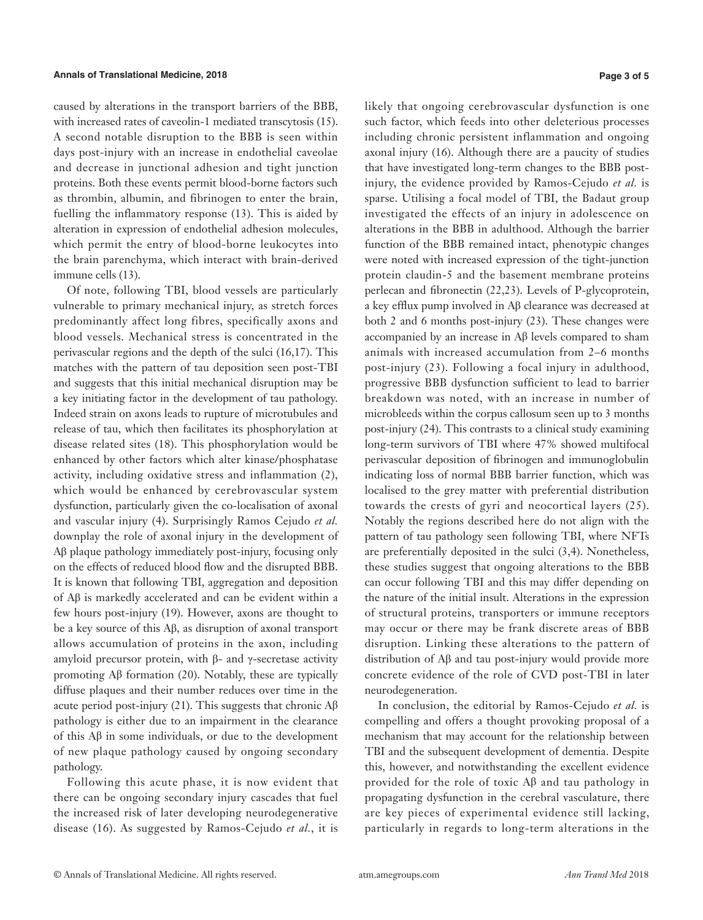caused by alterations in the transport barriers of the BBB, with increased rates of caveolin-1 mediated transcytosis (15). A second notable disruption to the BBB is seen within days post-injury with an increase in endothelial caveolae and decrease in junctional adhesion and tight junction proteins. Both these events permit blood-borne factors such as thrombin, albumin, and fibrinogen to enter the brain, fuelling the inflammatory response (13). This is aided by alteration in expression of endothelial adhesion molecules, which permit the entry of blood-borne leukocytes into the brain parenchyma, which interact with brain-derived immune cells (13).

Of note, following TBI, blood vessels are particularly vulnerable to primary mechanical injury, as stretch forces predominantly affect long fibres, specifically axons and blood vessels. Mechanical stress is concentrated in the perivascular regions and the depth of the sulci (16,17). This matches with the pattern of tau deposition seen post-TBI and suggests that this initial mechanical disruption may be a key initiating factor in the development of tau pathology. Indeed strain on axons leads to rupture of microtubules and release of tau, which then facilitates its phosphorylation at disease related sites (18). This phosphorylation would be enhanced by other factors which alter kinase/phosphatase activity, including oxidative stress and inflammation (2), which would be enhanced by cerebrovascular system dysfunction, particularly given the co-localisation of axonal and vascular injury (4). Surprisingly Ramos Cejudo *et al.* downplay the role of axonal injury in the development of Aβ plaque pathology immediately post-injury, focusing only on the effects of reduced blood flow and the disrupted BBB. It is known that following TBI, aggregation and deposition of Aβ is markedly accelerated and can be evident within a few hours post-injury (19). However, axons are thought to be a key source of this Aβ, as disruption of axonal transport allows accumulation of proteins in the axon, including amyloid precursor protein, with β- and γ-secretase activity promoting Aβ formation (20). Notably, these are typically diffuse plaques and their number reduces over time in the acute period post-injury (21). This suggests that chronic Aβ pathology is either due to an impairment in the clearance of this Aβ in some individuals, or due to the development of new plaque pathology caused by ongoing secondary pathology.

Following this acute phase, it is now evident that there can be ongoing secondary injury cascades that fuel the increased risk of later developing neurodegenerative disease (16). As suggested by Ramos-Cejudo *et al.*, it is likely that ongoing cerebrovascular dysfunction is one such factor, which feeds into other deleterious processes including chronic persistent inflammation and ongoing axonal injury (16). Although there are a paucity of studies that have investigated long-term changes to the BBB post-injury, the evidence provided by Ramos-Cejudo *et al.* is sparse. Utilising a focal model of TBI, the Badaut group investigated the effects of an injury in adolescence on alterations in the BBB in adulthood. Although the barrier function of the BBB remained intact, phenotypic changes were noted with increased expression of the tight-junction protein claudin-5 and the basement membrane proteins perlecan and fibronectin (22,23). Levels of P-glycoprotein, a key efflux pump involved in Aβ clearance was decreased at both 2 and 6 months post-injury (23). These changes were accompanied by an increase in Aβ levels compared to sham animals with increased accumulation from 2–6 months post-injury (23). Following a focal injury in adulthood, progressive BBB dysfunction sufficient to lead to barrier breakdown was noted, with an increase in number of microbleeds within the corpus callosum seen up to 3 months post-injury (24). This contrasts to a clinical study examining long-term survivors of TBI where 47% showed multifocal perivascular deposition of fibrinogen and immunoglobulin indicating loss of normal BBB barrier function, which was localised to the grey matter with preferential distribution towards the crests of gyri and neocortical layers (25). Notably the regions described here do not align with the pattern of tau pathology seen following TBI, where NFTs are preferentially deposited in the sulci (3,4). Nonetheless, these studies suggest that ongoing alterations to the BBB can occur following TBI and this may differ depending on the nature of the initial insult. Alterations in the expression of structural proteins, transporters or immune receptors may occur or there may be frank discrete areas of BBB disruption. Linking these alterations to the pattern of distribution of Aβ and tau post-injury would provide more concrete evidence of the role of CVD post-TBI in later neurodegeneration.

In conclusion, the editorial by Ramos-Cejudo *et al.* is compelling and offers a thought provoking proposal of a mechanism that may account for the relationship between TBI and the subsequent development of dementia. Despite this, however, and notwithstanding the excellent evidence provided for the role of toxic Aβ and tau pathology in propagating dysfunction in the cerebral vasculature, there are key pieces of experimental evidence still lacking, particularly in regards to long-term alterations in the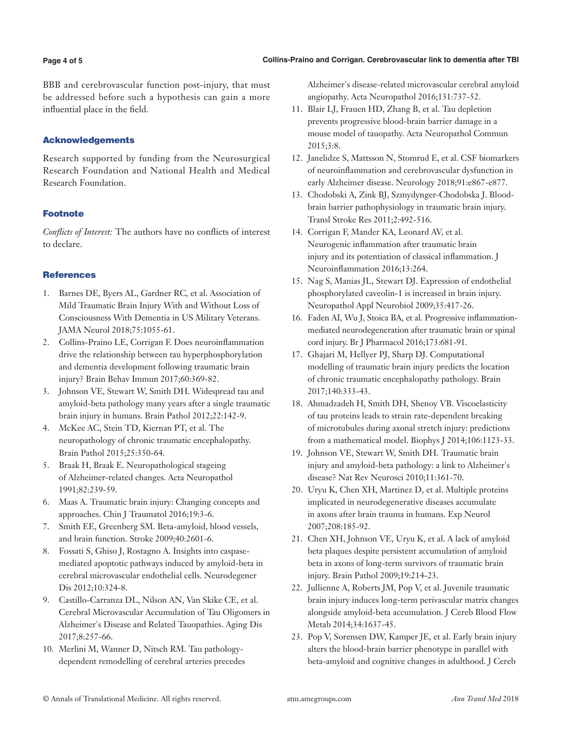BBB and cerebrovascular function post-injury, that must be addressed before such a hypothesis can gain a more influential place in the field.

## Acknowledgements

Research supported by funding from the Neurosurgical Research Foundation and National Health and Medical Research Foundation.

## Footnote

*Conflicts of Interest:* The authors have no conflicts of interest to declare.

## References

1. Barnes DE, Byers AL, Gardner RC, et al. Association of Mild Traumatic Brain Injury With and Without Loss of Consciousness With Dementia in US Military Veterans. JAMA Neurol 2018;75:1055-61.
2. Collins-Praino LE, Corrigan F. Does neuroinflammation drive the relationship between tau hyperphosphorylation and dementia development following traumatic brain injury? Brain Behav Immun 2017;60:369-82.
3. Johnson VE, Stewart W, Smith DH. Widespread tau and amyloid-beta pathology many years after a single traumatic brain injury in humans. Brain Pathol 2012;22:142-9.
4. McKee AC, Stein TD, Kiernan PT, et al. The neuropathology of chronic traumatic encephalopathy. Brain Pathol 2015;25:350-64.
5. Braak H, Braak E. Neuropathological stageing of Alzheimer-related changes. Acta Neuropathol 1991;82:239-59.
6. Maas A. Traumatic brain injury: Changing concepts and approaches. Chin J Traumatol 2016;19:3-6.
7. Smith EE, Greenberg SM. Beta-amyloid, blood vessels, and brain function. Stroke 2009;40:2601-6.
8. Fossati S, Ghiso J, Rostagno A. Insights into caspase-mediated apoptotic pathways induced by amyloid-beta in cerebral microvascular endothelial cells. Neurodegener Dis 2012;10:324-8.
9. Castillo-Carranza DL, Nilson AN, Van Skike CE, et al. Cerebral Microvascular Accumulation of Tau Oligomers in Alzheimer's Disease and Related Tauopathies. Aging Dis 2017;8:257-66.
10. Merlini M, Wanner D, Nitsch RM. Tau pathology-dependent remodelling of cerebral arteries precedes Alzheimer's disease-related microvascular cerebral amyloid angiopathy. Acta Neuropathol 2016;131:737-52.
11. Blair LJ, Frauen HD, Zhang B, et al. Tau depletion prevents progressive blood-brain barrier damage in a mouse model of tauopathy. Acta Neuropathol Commun 2015;3:8.
12. Janelidze S, Mattsson N, Stomrud E, et al. CSF biomarkers of neuroinflammation and cerebrovascular dysfunction in early Alzheimer disease. Neurology 2018;91:e867-e877.
13. Chodobski A, Zink BJ, Szmydynger-Chodobska J. Blood-brain barrier pathophysiology in traumatic brain injury. Transl Stroke Res 2011;2:492-516.
14. Corrigan F, Mander KA, Leonard AV, et al. Neurogenic inflammation after traumatic brain injury and its potentiation of classical inflammation. J Neuroinflammation 2016;13:264.
15. Nag S, Manias JL, Stewart DJ. Expression of endothelial phosphorylated caveolin-1 is increased in brain injury. Neuropathol Appl Neurobiol 2009;35:417-26.
16. Faden AI, Wu J, Stoica BA, et al. Progressive inflammation-mediated neurodegeneration after traumatic brain or spinal cord injury. Br J Pharmacol 2016;173:681-91.
17. Ghajari M, Hellyer PJ, Sharp DJ. Computational modelling of traumatic brain injury predicts the location of chronic traumatic encephalopathy pathology. Brain 2017;140:333-43.
18. Ahmadzadeh H, Smith DH, Shenoy VB. Viscoelasticity of tau proteins leads to strain rate-dependent breaking of microtubules during axonal stretch injury: predictions from a mathematical model. Biophys J 2014;106:1123-33.
19. Johnson VE, Stewart W, Smith DH. Traumatic brain injury and amyloid-beta pathology: a link to Alzheimer's disease? Nat Rev Neurosci 2010;11:361-70.
20. Uryu K, Chen XH, Martinez D, et al. Multiple proteins implicated in neurodegenerative diseases accumulate in axons after brain trauma in humans. Exp Neurol 2007;208:185-92.
21. Chen XH, Johnson VE, Uryu K, et al. A lack of amyloid beta plaques despite persistent accumulation of amyloid beta in axons of long-term survivors of traumatic brain injury. Brain Pathol 2009;19:214-23.
22. Jullienne A, Roberts JM, Pop V, et al. Juvenile traumatic brain injury induces long-term perivascular matrix changes alongside amyloid-beta accumulation. J Cereb Blood Flow Metab 2014;34:1637-45.
23. Pop V, Sorensen DW, Kamper JE, et al. Early brain injury alters the blood-brain barrier phenotype in parallel with beta-amyloid and cognitive changes in adulthood. J Cereb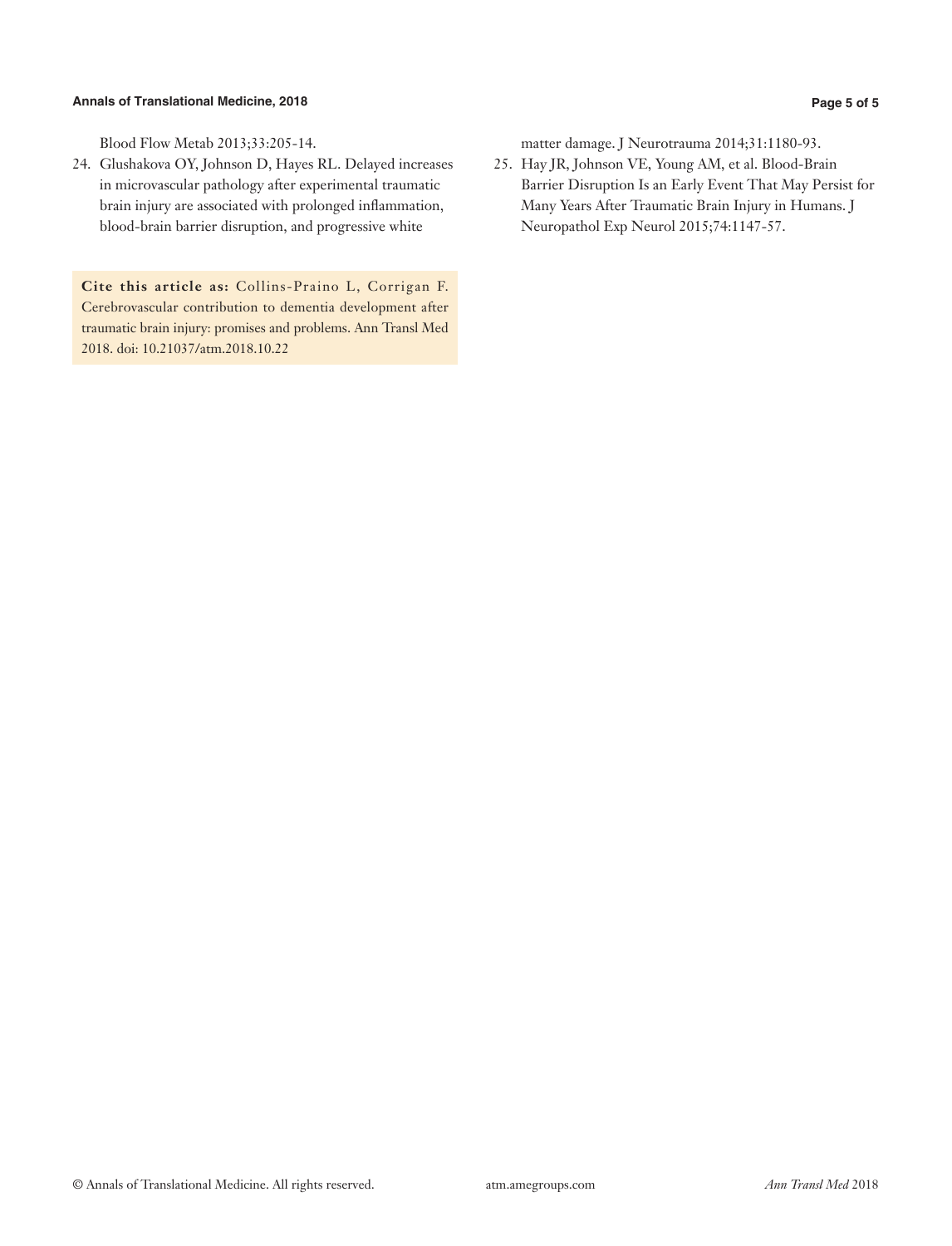Blood Flow Metab 2013;33:205-14.

24. Glushakova OY, Johnson D, Hayes RL. Delayed increases in microvascular pathology after experimental traumatic brain injury are associated with prolonged inflammation, blood-brain barrier disruption, and progressive white matter damage. J Neurotrauma 2014;31:1180-93.
25. Hay JR, Johnson VE, Young AM, et al. Blood-Brain Barrier Disruption Is an Early Event That May Persist for Many Years After Traumatic Brain Injury in Humans. J Neuropathol Exp Neurol 2015;74:1147-57.

**Cite this article as:** Collins-Praino L, Corrigan F. Cerebrovascular contribution to dementia development after traumatic brain injury: promises and problems. Ann Transl Med 2018. doi: 10.21037/atm.2018.10.22